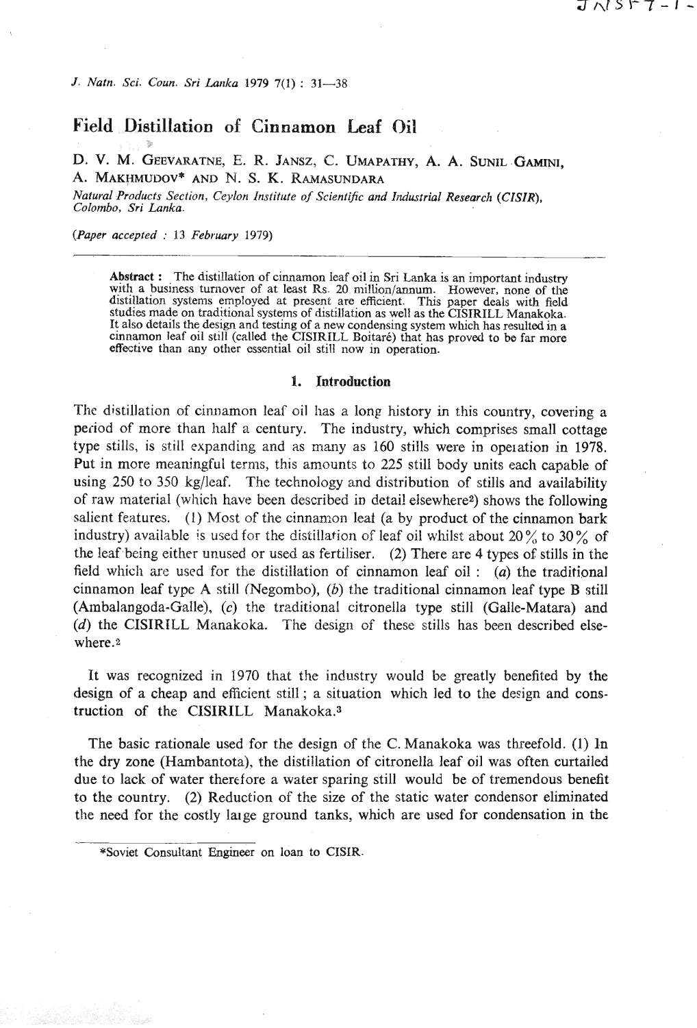# Field Distillation of Cinnamon Leaf Oil

D. V. M. GEEVARATNE, E. R. JANSZ, C. UMAPATHY, A. A. SUNIL GAMINI, A. MAKHMUDOV* AND N. S. K. RAMASUNDARA

*Natural Products Section, Ceylon Institute of Scientific and Industrial Research (CISIR), Colombo, Sri Lanka.*

(*Paper accepted : 13 February 1979*)

**Abstract :** The distillation of cinnamon leaf oil in Sri Lanka is an important industry with a business turnover of at least Rs. 20 million/annum. However, none of the distillation systems employed at present are efficient. This paper deals with field studies made on traditional systems of distillation as well as the CISIRILL Manakoka. It also details the design and testing of a new condensing system which has resulted in a cinnamon leaf oil still (called the CISIRILL Boitaré) that has proved to be far more effective than any other essential oil still now in operation.

## 1. Introduction

The distillation of cinnamon leaf oil has a long history in this country, covering a period of more than half a century. The industry, which comprises small cottage type stills, is still expanding and as many as 160 stills were in operation in 1978. Put in more meaningful terms, this amounts to 225 still body units each capable of using 250 to 350 kg/leaf. The technology and distribution of stills and availability of raw material (which have been described in detail elsewhere[2]) shows the following salient features. (1) Most of the cinnamon leaf (a by product of the cinnamon bark industry) available is used for the distillation of leaf oil whilst about 20% to 30% of the leaf being either unused or used as fertiliser. (2) There are 4 types of stills in the field which are used for the distillation of cinnamon leaf oil : (*a*) the traditional cinnamon leaf type A still (Negombo), (*b*) the traditional cinnamon leaf type B still (Ambalangoda-Galle), (*c*) the traditional citronella type still (Galle-Matara) and (*d*) the CISIRILL Manakoka. The design of these stills has been described elsewhere.[2]

It was recognized in 1970 that the industry would be greatly benefited by the design of a cheap and efficient still; a situation which led to the design and construction of the CISIRILL Manakoka.[3]

The basic rationale used for the design of the C. Manakoka was threefold. (1) In the dry zone (Hambantota), the distillation of citronella leaf oil was often curtailed due to lack of water therefore a water sparing still would be of tremendous benefit to the country. (2) Reduction of the size of the static water condensor eliminated the need for the costly large ground tanks, which are used for condensation in the

*Soviet Consultant Engineer on loan to CISIR.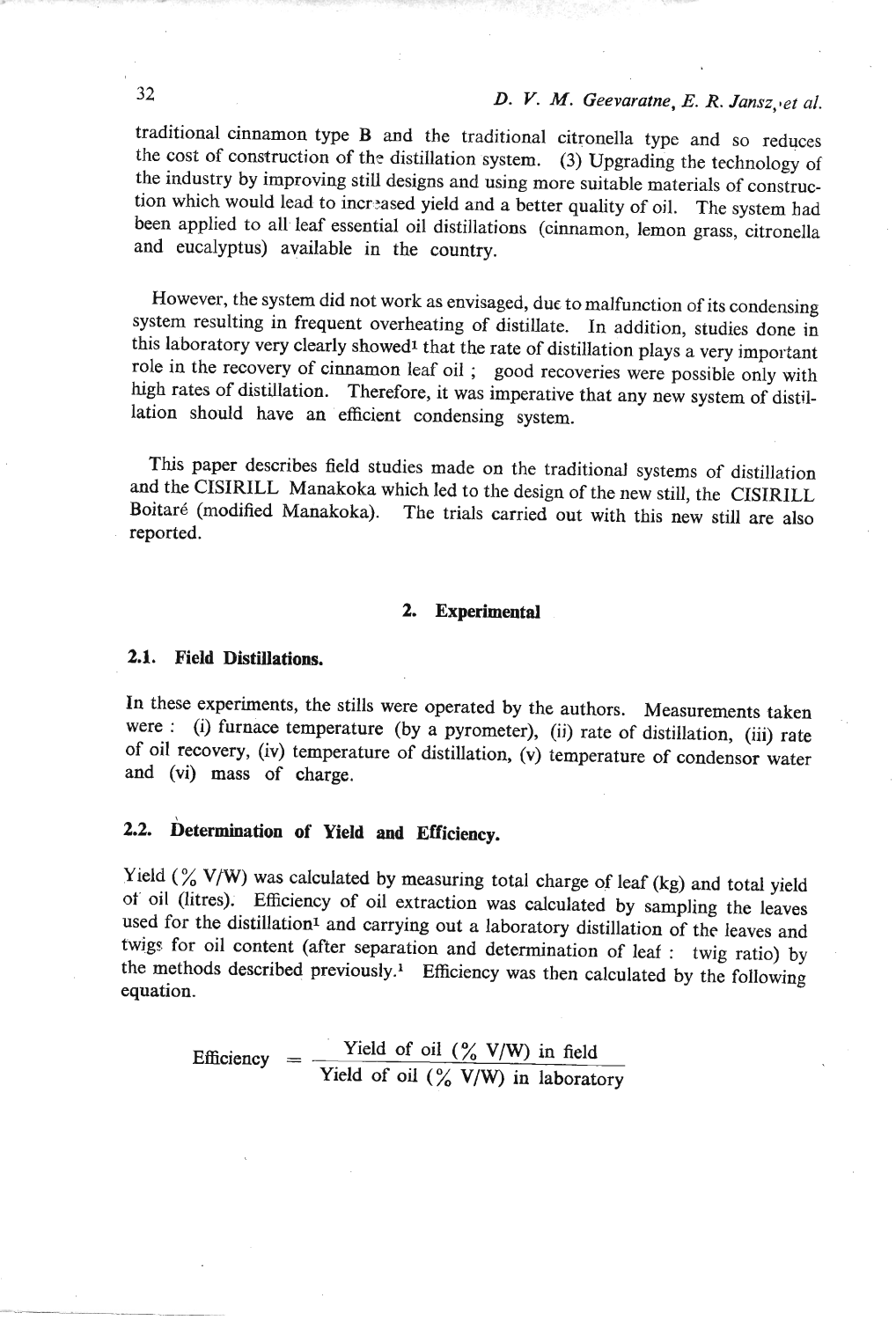traditional cinnamon type B and the traditional citronella type and so reduces the cost of construction of the distillation system. (3) Upgrading the technology of the industry by improving still designs and using more suitable materials of construction which would lead to increased yield and a better quality of oil. The system had been applied to all leaf essential oil distillations (cinnamon, lemon grass, citronella and eucalyptus) available in the country.

However, the system did not work as envisaged, due to malfunction of its condensing system resulting in frequent overheating of distillate. In addition, studies done in this laboratory very clearly showed[1] that the rate of distillation plays a very important role in the recovery of cinnamon leaf oil ; good recoveries were possible only with high rates of distillation. Therefore, it was imperative that any new system of distillation should have an efficient condensing system.

This paper describes field studies made on the traditional systems of distillation and the CISIRILL Manakoka which led to the design of the new still, the CISIRILL Boitaré (modified Manakoka). The trials carried out with this new still are also reported.

## 2. Experimental

### 2.1. Field Distillations.

In these experiments, the stills were operated by the authors. Measurements taken were : (i) furnace temperature (by a pyrometer), (ii) rate of distillation, (iii) rate of oil recovery, (iv) temperature of distillation, (v) temperature of condensor water and (vi) mass of charge.

### 2.2. Determination of Yield and Efficiency.

Yield (% V/W) was calculated by measuring total charge of leaf (kg) and total yield of oil (litres). Efficiency of oil extraction was calculated by sampling the leaves used for the distillation[1] and carrying out a laboratory distillation of the leaves and twigs for oil content (after separation and determination of leaf : twig ratio) by the methods described previously.[1] Efficiency was then calculated by the following equation.

$$\text{Efficiency} = \frac{\text{Yield of oil (\% V/W) in field}}{\text{Yield of oil (\% V/W) in laboratory}}$$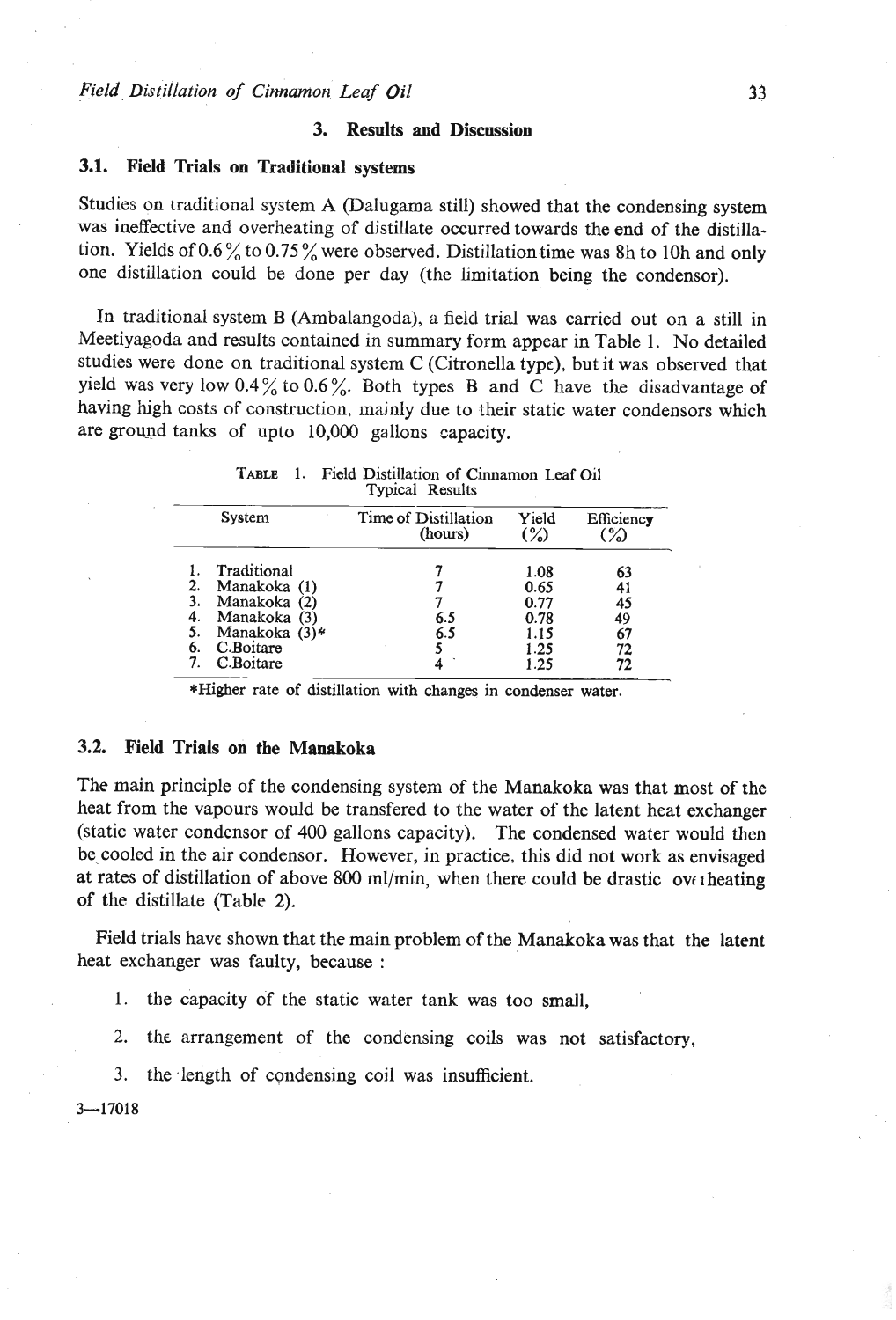## 3. Results and Discussion

### 3.1. Field Trials on Traditional systems

Studies on traditional system A (Dalugama still) showed that the condensing system was ineffective and overheating of distillate occurred towards the end of the distillation. Yields of 0.6 % to 0.75 % were observed. Distillation time was 8h to 10h and only one distillation could be done per day (the limitation being the condensor).

In traditional system B (Ambalangoda), a field trial was carried out on a still in Meetiyagoda and results contained in summary form appear in Table 1. No detailed studies were done on traditional system C (Citronella type), but it was observed that yield was very low 0.4 % to 0.6 %. Both types B and C have the disadvantage of having high costs of construction, mainly due to their static water condensors which are ground tanks of upto 10,000 gallons capacity.

TABLE 1. Field Distillation of Cinnamon Leaf Oil Typical Results

| System | Time of Distillation (hours) | Yield (%) | Efficiency (%) |
|---|---|---|---|
| 1. Traditional | 7 | 1.08 | 63 |
| 2. Manakoka (1) | 7 | 0.65 | 41 |
| 3. Manakoka (2) | 7 | 0.77 | 45 |
| 4. Manakoka (3) | 6.5 | 0.78 | 49 |
| 5. Manakoka (3)* | 6.5 | 1.15 | 67 |
| 6. C.Boitare | 5 | 1.25 | 72 |
| 7. C.Boitare | 4 | 1.25 | 72 |

*Higher rate of distillation with changes in condenser water.

### 3.2. Field Trials on the Manakoka

The main principle of the condensing system of the Manakoka was that most of the heat from the vapours would be transfered to the water of the latent heat exchanger (static water condensor of 400 gallons capacity). The condensed water would then be cooled in the air condensor. However, in practice, this did not work as envisaged at rates of distillation of above 800 ml/min, when there could be drastic overheating of the distillate (Table 2).

Field trials have shown that the main problem of the Manakoka was that the latent heat exchanger was faulty, because :

1. the capacity of the static water tank was too small,
2. the arrangement of the condensing coils was not satisfactory,
3. the length of condensing coil was insufficient.

3—17018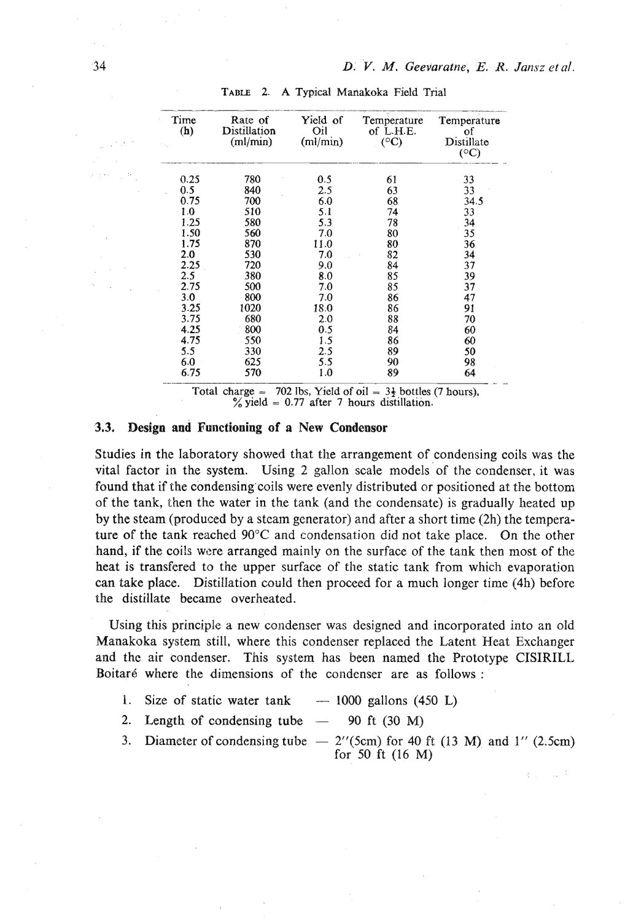TABLE 2. A Typical Manakoka Field Trial

| Time (h) | Rate of Distillation (ml/min) | Yield of Oil (ml/min) | Temperature of L.H.E. (°C) | Temperature of Distillate (°C) |
|---|---|---|---|---|
| 0.25 | 780 | 0.5 | 61 | 33 |
| 0.5 | 840 | 2.5 | 63 | 33 |
| 0.75 | 700 | 6.0 | 68 | 34.5 |
| 1.0 | 510 | 5.1 | 74 | 33 |
| 1.25 | 580 | 5.3 | 78 | 34 |
| 1.50 | 560 | 7.0 | 80 | 35 |
| 1.75 | 870 | 11.0 | 80 | 36 |
| 2.0 | 530 | 7.0 | 82 | 34 |
| 2.25 | 720 | 9.0 | 84 | 37 |
| 2.5 | 380 | 8.0 | 85 | 39 |
| 2.75 | 500 | 7.0 | 85 | 37 |
| 3.0 | 800 | 7.0 | 86 | 47 |
| 3.25 | 1020 | 18.0 | 86 | 91 |
| 3.75 | 680 | 2.0 | 88 | 70 |
| 4.25 | 800 | 0.5 | 84 | 60 |
| 4.75 | 550 | 1.5 | 86 | 60 |
| 5.5 | 330 | 2.5 | 89 | 50 |
| 6.0 | 625 | 5.5 | 90 | 98 |
| 6.75 | 570 | 1.0 | 89 | 64 |

Total charge = 702 lbs, Yield of oil = 3½ bottles (7 hours), % yield = 0.77 after 7 hours distillation.

### 3.3. Design and Functioning of a New Condensor

Studies in the laboratory showed that the arrangement of condensing coils was the vital factor in the system. Using 2 gallon scale models of the condenser, it was found that if the condensing coils were evenly distributed or positioned at the bottom of the tank, then the water in the tank (and the condensate) is gradually heated up by the steam (produced by a steam generator) and after a short time (2h) the temperature of the tank reached 90°C and condensation did not take place. On the other hand, if the coils were arranged mainly on the surface of the tank then most of the heat is transfered to the upper surface of the static tank from which evaporation can take place. Distillation could then proceed for a much longer time (4h) before the distillate became overheated.

Using this principle a new condenser was designed and incorporated into an old Manakoka system still, where this condenser replaced the Latent Heat Exchanger and the air condenser. This system has been named the Prototype CISIRILL Boitaré where the dimensions of the condenser are as follows :

1. Size of static water tank — 1000 gallons (450 L)
2. Length of condensing tube — 90 ft (30 M)
3. Diameter of condensing tube — 2"(5cm) for 40 ft (13 M) and 1" (2.5cm) for 50 ft (16 M)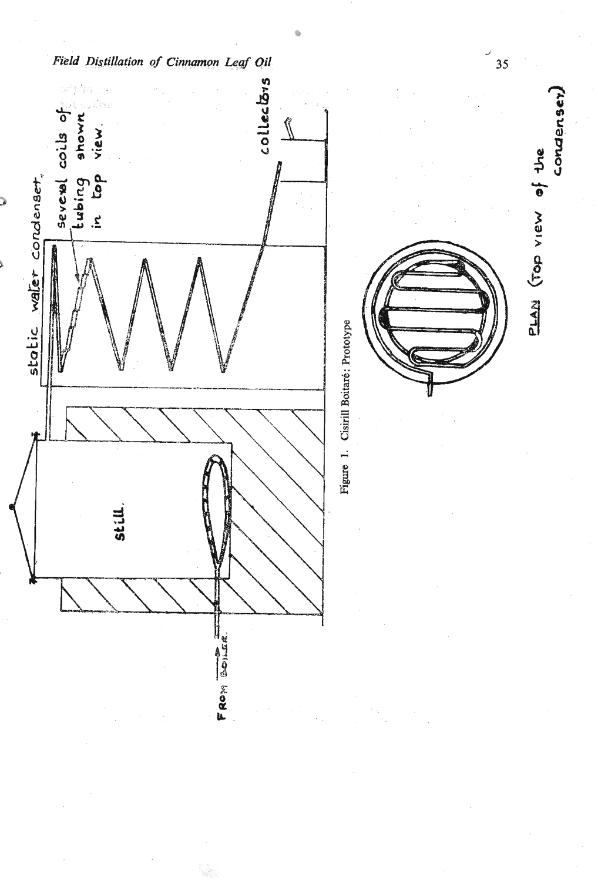Figure 1. Cisirill Boitaré: Prototype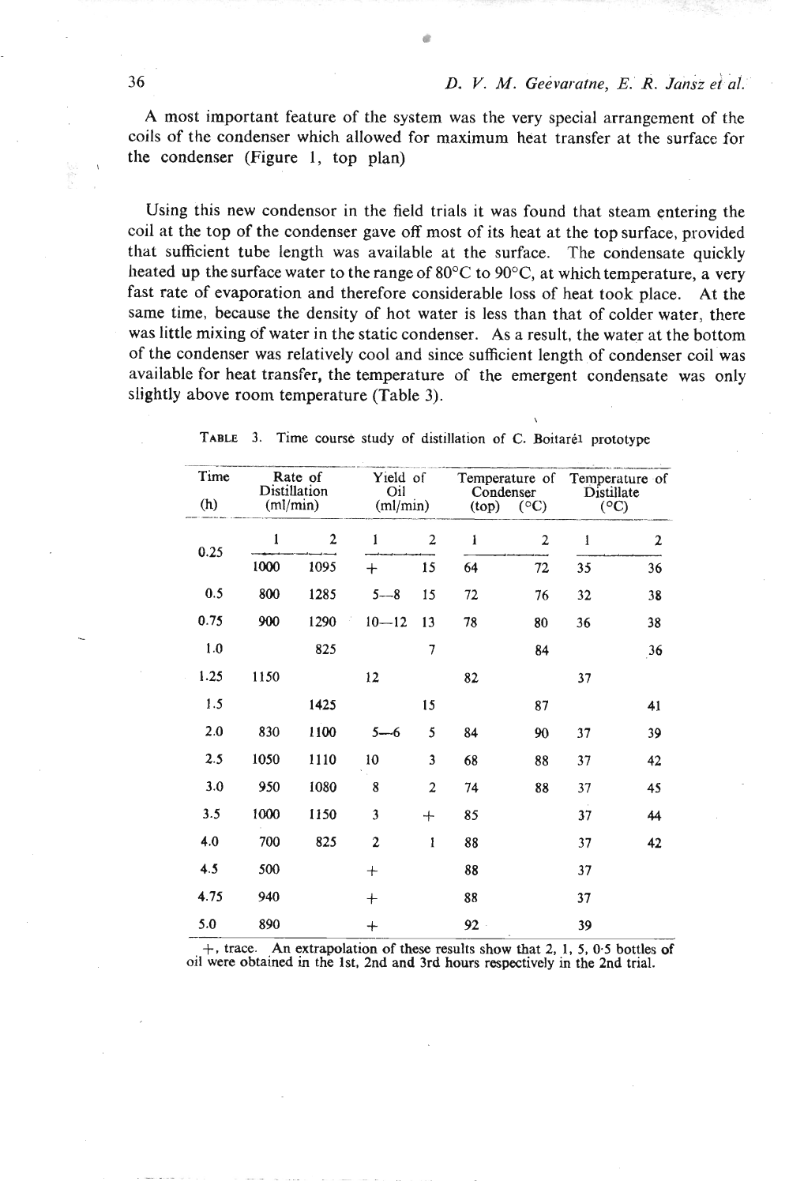A most important feature of the system was the very special arrangement of the coils of the condenser which allowed for maximum heat transfer at the surface for the condenser (Figure 1, top plan)

Using this new condensor in the field trials it was found that steam entering the coil at the top of the condenser gave off most of its heat at the top surface, provided that sufficient tube length was available at the surface. The condensate quickly heated up the surface water to the range of 80°C to 90°C, at which temperature, a very fast rate of evaporation and therefore considerable loss of heat took place. At the same time, because the density of hot water is less than that of colder water, there was little mixing of water in the static condenser. As a result, the water at the bottom of the condenser was relatively cool and since sufficient length of condenser coil was available for heat transfer, the temperature of the emergent condensate was only slightly above room temperature (Table 3).

TABLE 3. Time course study of distillation of C. Boitarél prototype

| Time (h) | Rate of Distillation (ml/min) | | Yield of Oil (ml/min) | | Temperature of Condenser (top) (°C) | | Temperature of Distillate (°C) | |
|---|---|---|---|---|---|---|---|---|
| | 1 | 2 | 1 | 2 | 1 | 2 | 1 | 2 |
| 0.25 | 1000 | 1095 | + | 15 | 64 | 72 | 35 | 36 |
| 0.5 | 800 | 1285 | 5—8 | 15 | 72 | 76 | 32 | 38 |
| 0.75 | 900 | 1290 | 10—12 | 13 | 78 | 80 | 36 | 38 |
| 1.0 | | 825 | | 7 | | 84 | | 36 |
| 1.25 | 1150 | | 12 | | 82 | | 37 | |
| 1.5 | | 1425 | | 15 | | 87 | | 41 |
| 2.0 | 830 | 1100 | 5—6 | 5 | 84 | 90 | 37 | 39 |
| 2.5 | 1050 | 1110 | 10 | 3 | 68 | 88 | 37 | 42 |
| 3.0 | 950 | 1080 | 8 | 2 | 74 | 88 | 37 | 45 |
| 3.5 | 1000 | 1150 | 3 | + | 85 | | 37 | 44 |
| 4.0 | 700 | 825 | 2 | 1 | 88 | | 37 | 42 |
| 4.5 | 500 | | + | | 88 | | 37 | |
| 4.75 | 940 | | + | | 88 | | 37 | |
| 5.0 | 890 | | + | | 92 | | 39 | |

+, trace. An extrapolation of these results show that 2, 1, 5, 0·5 bottles of oil were obtained in the 1st, 2nd and 3rd hours respectively in the 2nd trial.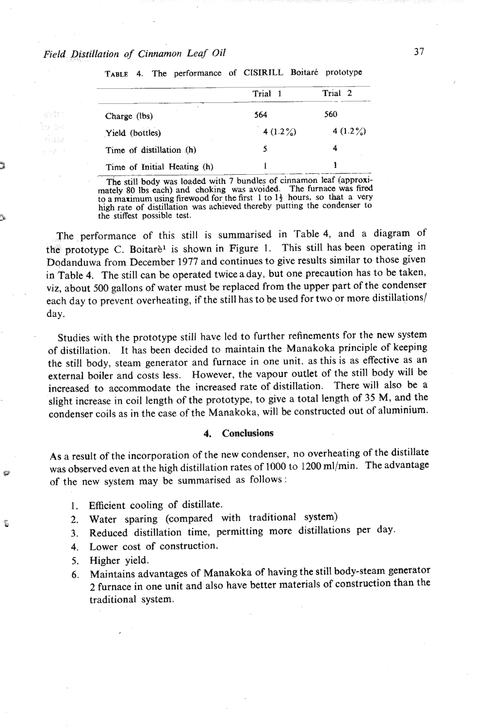TABLE 4. The performance of CISIRILL Boitaré prototype

| | Trial 1 | Trial 2 |
|---|---|---|
| Charge (lbs) | 564 | 560 |
| Yield (bottles) | 4 (1.2%) | 4 (1.2%) |
| Time of distillation (h) | 5 | 4 |
| Time of Initial Heating (h) | 1 | 1 |

The still body was loaded with 7 bundles of cinnamon leaf (approximately 80 lbs each) and choking was avoided. The furnace was fired to a maximum using firewood for the first 1 to 1½ hours, so that a very high rate of distillation was achieved thereby putting the condenser to the stiffest possible test.

The performance of this still is summarised in Table 4, and a diagram of the prototype C. Boitarè[1] is shown in Figure 1. This still has been operating in Dodanduwa from December 1977 and continues to give results similar to those given in Table 4. The still can be operated twice a day, but one precaution has to be taken, viz, about 500 gallons of water must be replaced from the upper part of the condenser each day to prevent overheating, if the still has to be used for two or more distillations/day.

Studies with the prototype still have led to further refinements for the new system of distillation. It has been decided to maintain the Manakoka principle of keeping the still body, steam generator and furnace in one unit, as this is as effective as an external boiler and costs less. However, the vapour outlet of the still body will be increased to accommodate the increased rate of distillation. There will also be a slight increase in coil length of the prototype, to give a total length of 35 M, and the condenser coils as in the case of the Manakoka, will be constructed out of aluminium.

## 4. Conclusions

As a result of the incorporation of the new condenser, no overheating of the distillate was observed even at the high distillation rates of 1000 to 1200 ml/min. The advantage of the new system may be summarised as follows:

1. Efficient cooling of distillate.
2. Water sparing (compared with traditional system)
3. Reduced distillation time, permitting more distillations per day.
4. Lower cost of construction.
5. Higher yield.
6. Maintains advantages of Manakoka of having the still body-steam generator 2 furnace in one unit and also have better materials of construction than the traditional system.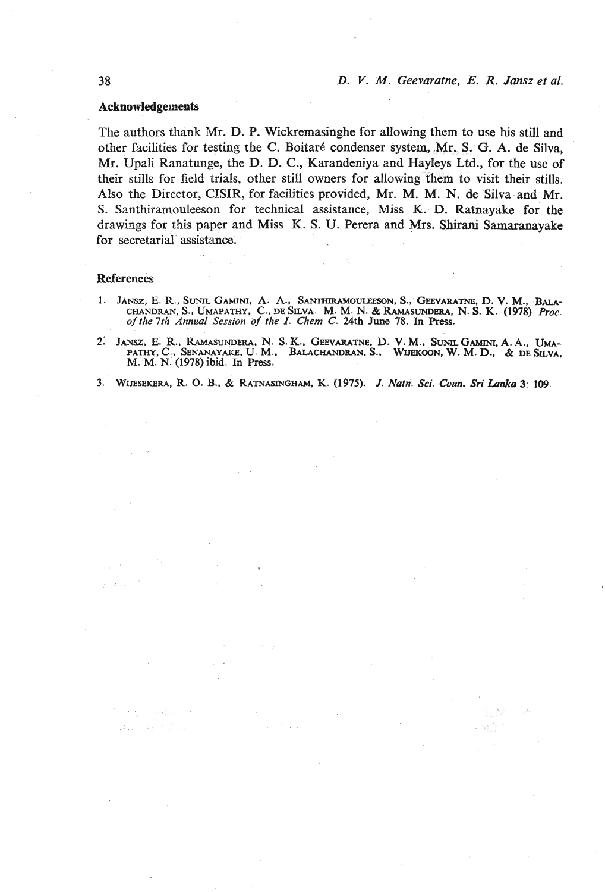## Acknowledgements

The authors thank Mr. D. P. Wickremasinghe for allowing them to use his still and other facilities for testing the C. Boitaré condenser system, Mr. S. G. A. de Silva, Mr. Upali Ranatunge, the D. D. C., Karandeniya and Hayleys Ltd., for the use of their stills for field trials, other still owners for allowing them to visit their stills. Also the Director, CISIR, for facilities provided, Mr. M. M. N. de Silva and Mr. S. Santhiramouleeson for technical assistance, Miss K. D. Ratnayake for the drawings for this paper and Miss K. S. U. Perera and Mrs. Shirani Samaranayake for secretarial assistance.

## References

1. Jansz, E. R., Sunil Gamini, A. A., Santhiramouleeson, S., Geevaratne, D. V. M., Balachandran, S., Umapathy, C., de Silva. M. M. N. & Ramasundera, N. S. K. (1978) *Proc. of the 7th Annual Session of the I. Chem C.* 24th June 78. In Press.

2. Jansz, E. R., Ramasundera, N. S. K., Geevaratne, D. V. M., Sunil Gamini, A. A., Umapathy, C., Senanayake, U. M., Balachandran, S., Wijekoon, W. M. D., & de Silva, M. M. N. (1978) ibid. In Press.

3. Wijesekera, R. O. B., & Ratnasingham, K. (1975). *J. Natn. Sci. Coun. Sri Lanka* **3**: **109**.